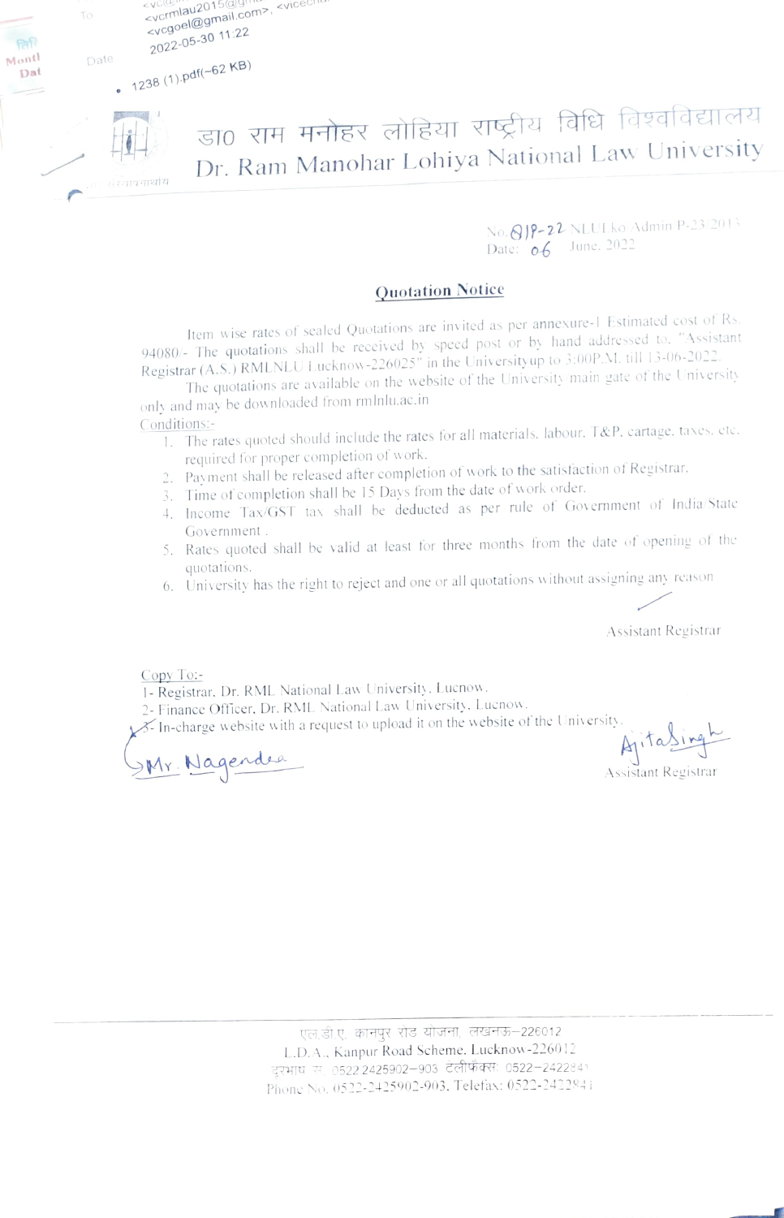To <vcrmlau2015@gmail.com>, <vcgoel@gmail.com>

Date 2022-05-30 11:22

- 1238 (1).pdf(~62 KB)

# डा० राम मनोहर लोहिया राष्ट्रीय विधि विश्वविद्यालय
# Dr. Ram Manohar Lohiya National Law University

No. 819-22 NLULko/Admin/P-23/2013
Date: 06 June, 2022

## Quotation Notice

Item wise rates of sealed Quotations are invited as per annexure-I Estimated cost of Rs. 94080/- The quotations shall be received by speed post or by hand addressed to, "Assistant Registrar (A.S.) RMLNLU Lucknow-226025" in the University up to 3:00P.M. till 13-06-2022.

The quotations are available on the website of the University main gate of the University only and may be downloaded from rmlnlu.ac.in

Conditions:-

1. The rates quoted should include the rates for all materials, labour, T&P, cartage, taxes, etc. required for proper completion of work.
2. Payment shall be released after completion of work to the satisfaction of Registrar.
3. Time of completion shall be 15 Days from the date of work order.
4. Income Tax/GST tax shall be deducted as per rule of Government of India/State Government.
5. Rates quoted shall be valid at least for three months from the date of opening of the quotations.
6. University has the right to reject and one or all quotations without assigning any reason

Assistant Registrar

Copy To:-

1- Registrar, Dr. RML National Law University, Lucnow.
2- Finance Officer, Dr. RML National Law University, Lucnow.
3- In-charge website with a request to upload it on the website of the University.

Mr. Nagendra

Ajitasingh
Assistant Registrar

एल.डी.ए. कानपुर रोड योजना, लखनऊ–226012
L.D.A., Kanpur Road Scheme, Lucknow-226012
दूरभाष सं. 0522 2425902–903 टेलीफैक्स: 0522–2422841
Phone No. 0522-2425902-903, Telefax: 0522-2422841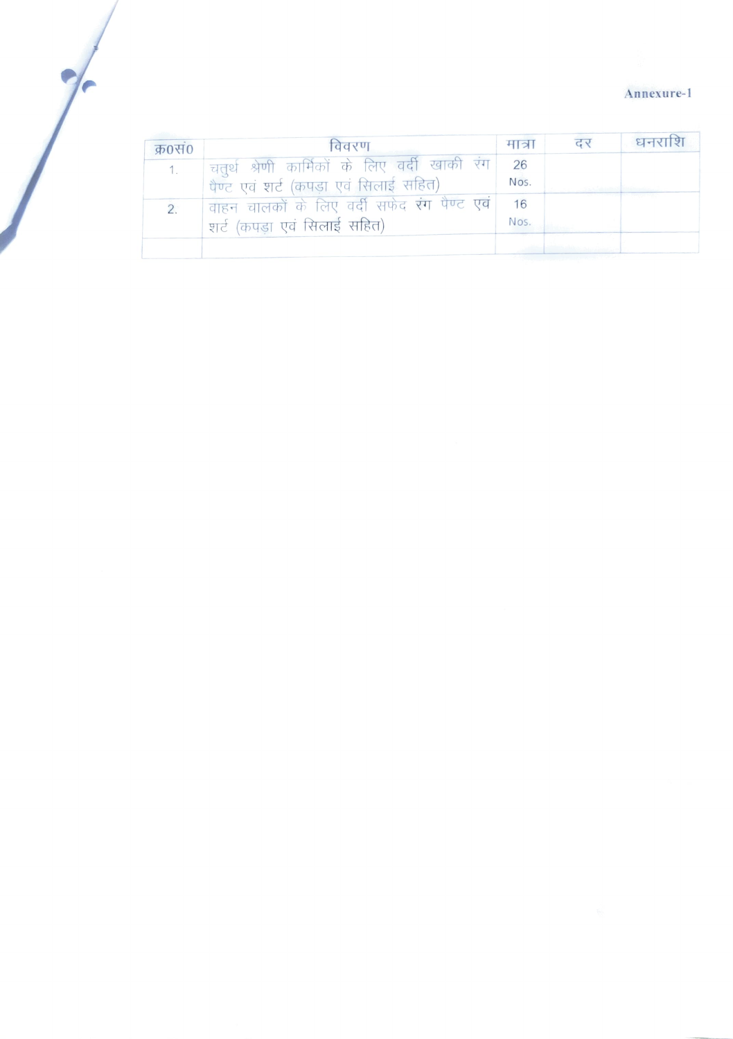Annexure-1

| क्र0सं0 | विवरण | मात्रा | दर | धनराशि |
|---|---|---|---|---|
| 1. | चतुर्थ श्रेणी कार्मिकों के लिए वर्दी खाकी रंग पैण्ट एवं शर्ट (कपडा एवं सिलाई सहित) | 26 Nos. | | |
| 2. | वाहन चालकों के लिए वर्दी सफेद रंग पैण्ट एवं शर्ट (कपड़ा एवं सिलाई सहित) | 16 Nos. | | |
| | | | | |